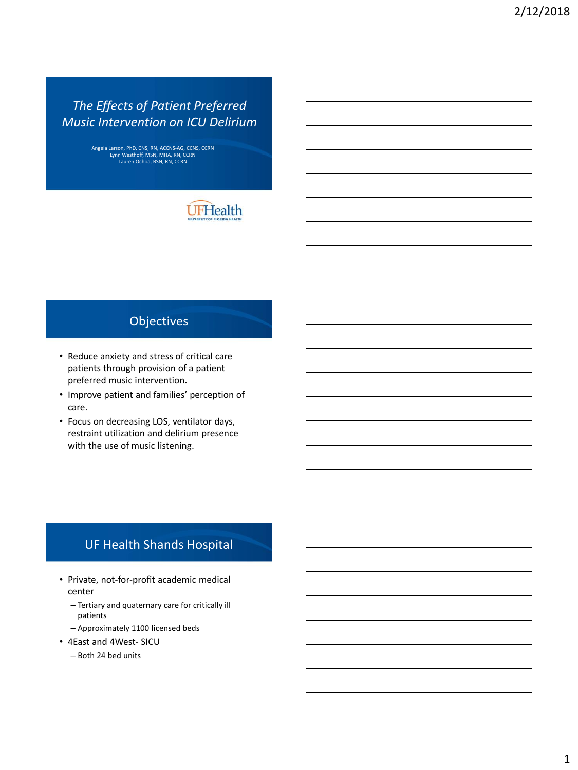# *The Effects of Patient Preferred Music Intervention on ICU Delirium*

Angela Larson, PhD, CNS, RN, ACCNS-AG, CCNS, CCRN
Lynn Westhoff, MSN, MHA, RN, CCRN
Lauren Ochoa, BSN, RN, CCRN

UFHealth
UNIVERSITY OF FLORIDA HEALTH

## Objectives

- Reduce anxiety and stress of critical care patients through provision of a patient preferred music intervention.
- Improve patient and families' perception of care.
- Focus on decreasing LOS, ventilator days, restraint utilization and delirium presence with the use of music listening.

## UF Health Shands Hospital

- Private, not-for-profit academic medical center
  - Tertiary and quaternary care for critically ill patients
  - Approximately 1100 licensed beds
- 4East and 4West- SICU
  - Both 24 bed units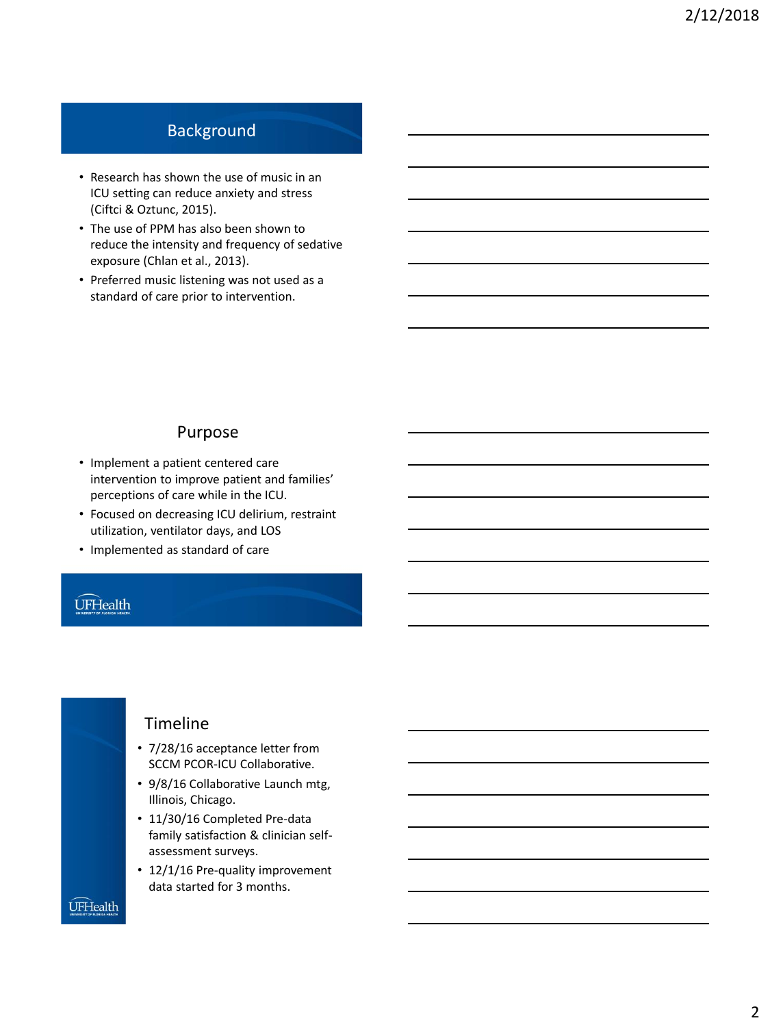## Background

- Research has shown the use of music in an ICU setting can reduce anxiety and stress (Ciftci & Oztunc, 2015).
- The use of PPM has also been shown to reduce the intensity and frequency of sedative exposure (Chlan et al., 2013).
- Preferred music listening was not used as a standard of care prior to intervention.

## Purpose

- Implement a patient centered care intervention to improve patient and families' perceptions of care while in the ICU.
- Focused on decreasing ICU delirium, restraint utilization, ventilator days, and LOS
- Implemented as standard of care

## Timeline

- 7/28/16 acceptance letter from SCCM PCOR-ICU Collaborative.
- 9/8/16 Collaborative Launch mtg, Illinois, Chicago.
- 11/30/16 Completed Pre-data family satisfaction & clinician self-assessment surveys.
- 12/1/16 Pre-quality improvement data started for 3 months.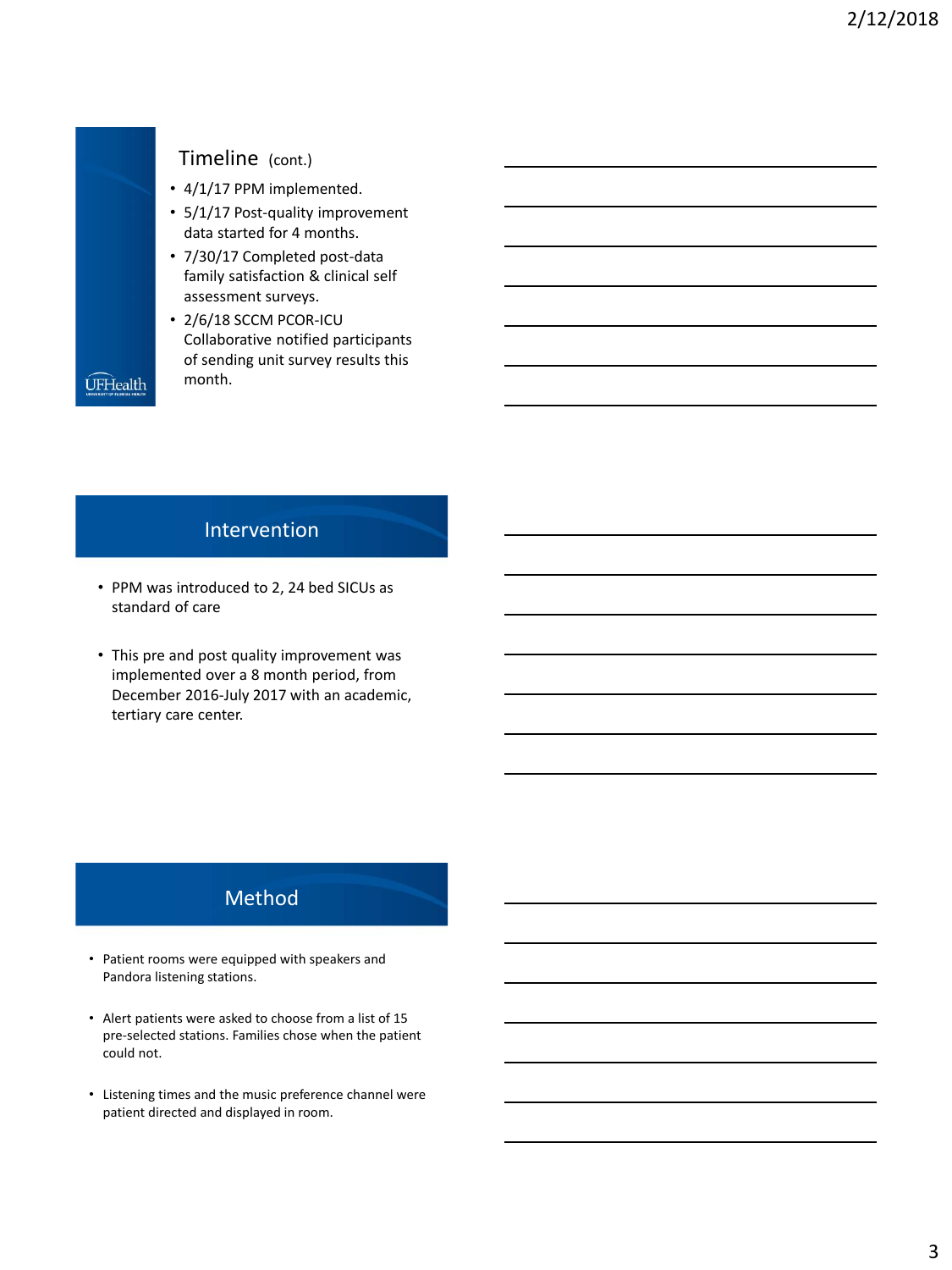## Timeline (cont.)

- 4/1/17 PPM implemented.
- 5/1/17 Post-quality improvement data started for 4 months.
- 7/30/17 Completed post-data family satisfaction & clinical self assessment surveys.
- 2/6/18 SCCM PCOR-ICU Collaborative notified participants of sending unit survey results this month.

## Intervention

- PPM was introduced to 2, 24 bed SICUs as standard of care
- This pre and post quality improvement was implemented over a 8 month period, from December 2016-July 2017 with an academic, tertiary care center.

## Method

- Patient rooms were equipped with speakers and Pandora listening stations.
- Alert patients were asked to choose from a list of 15 pre-selected stations. Families chose when the patient could not.
- Listening times and the music preference channel were patient directed and displayed in room.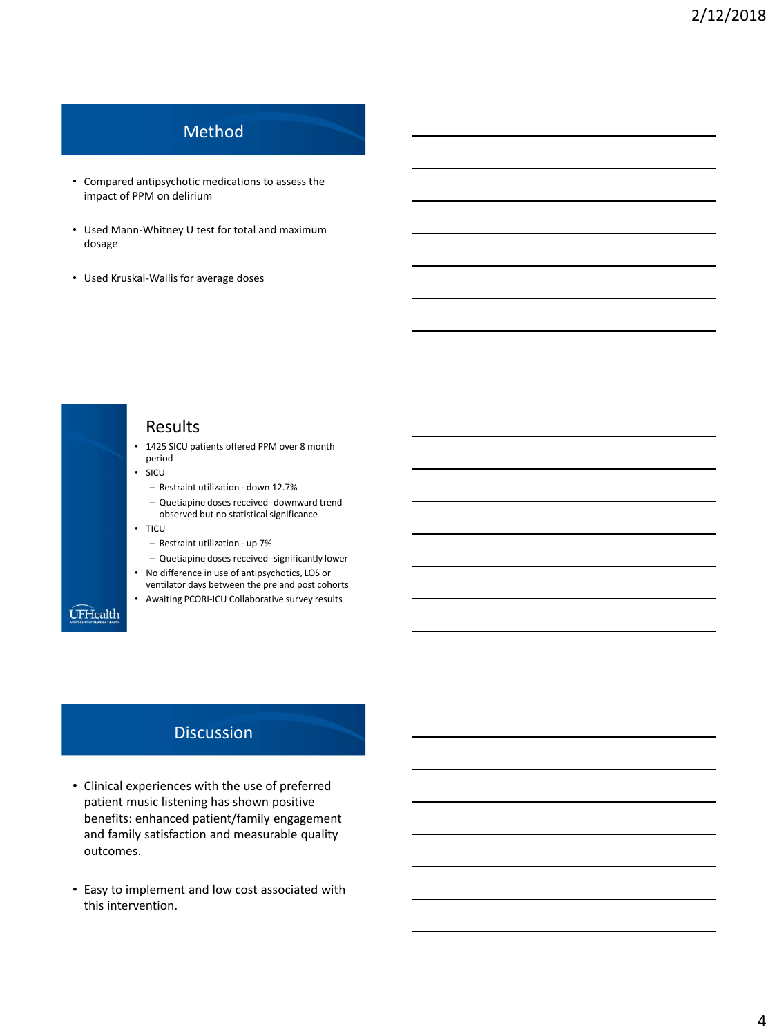## Method

- Compared antipsychotic medications to assess the impact of PPM on delirium
- Used Mann-Whitney U test for total and maximum dosage
- Used Kruskal-Wallis for average doses

## Results

- 1425 SICU patients offered PPM over 8 month period
- SICU
  - Restraint utilization - down 12.7%
  - Quetiapine doses received- downward trend observed but no statistical significance
- TICU
  - Restraint utilization - up 7%
  - Quetiapine doses received- significantly lower
- No difference in use of antipsychotics, LOS or ventilator days between the pre and post cohorts
- Awaiting PCORI-ICU Collaborative survey results

## Discussion

- Clinical experiences with the use of preferred patient music listening has shown positive benefits: enhanced patient/family engagement and family satisfaction and measurable quality outcomes.
- Easy to implement and low cost associated with this intervention.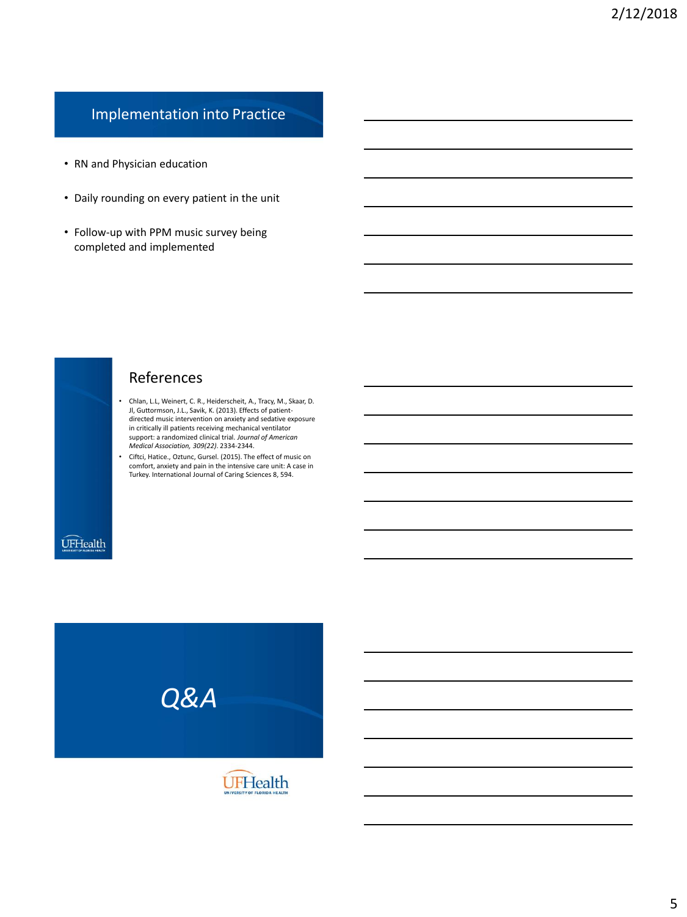## Implementation into Practice

- RN and Physician education
- Daily rounding on every patient in the unit
- Follow-up with PPM music survey being completed and implemented

## References

- Chlan, L.L, Weinert, C. R., Heiderscheit, A., Tracy, M., Skaar, D. Jl, Guttormson, J.L., Savik, K. (2013). Effects of patient-directed music intervention on anxiety and sedative exposure in critically ill patients receiving mechanical ventilator support: a randomized clinical trial. *Journal of American Medical Association, 309(22)*. 2334-2344.
- Ciftci, Hatice., Oztunc, Gursel. (2015). The effect of music on comfort, anxiety and pain in the intensive care unit: A case in Turkey. International Journal of Caring Sciences 8, 594.

UFHealth

## *Q&A*

UFHealth
UNIVERSITY OF FLORIDA HEALTH